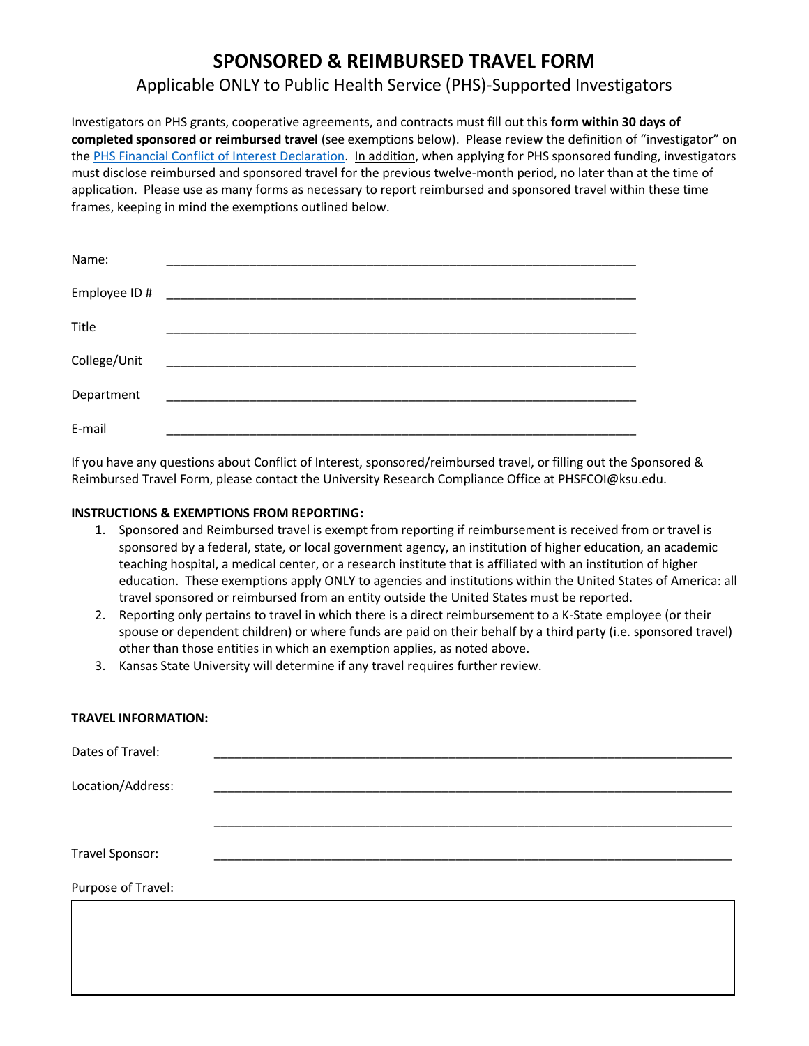# SPONSORED & REIMBURSED TRAVEL FORM

## Applicable ONLY to Public Health Service (PHS)-Supported Investigators

Investigators on PHS grants, cooperative agreements, and contracts must fill out this **form within 30 days of completed sponsored or reimbursed travel** (see exemptions below). Please review the definition of "investigator" on the PHS Financial Conflict of Interest Declaration. In addition, when applying for PHS sponsored funding, investigators must disclose reimbursed and sponsored travel for the previous twelve-month period, no later than at the time of application. Please use as many forms as necessary to report reimbursed and sponsored travel within these time frames, keeping in mind the exemptions outlined below.

Name: ______________________________________________________________________

Employee ID # ______________________________________________________________________

Title ______________________________________________________________________

College/Unit ______________________________________________________________________

Department ______________________________________________________________________

E-mail ______________________________________________________________________

If you have any questions about Conflict of Interest, sponsored/reimbursed travel, or filling out the Sponsored & Reimbursed Travel Form, please contact the University Research Compliance Office at PHSFCOI@ksu.edu.

**INSTRUCTIONS & EXEMPTIONS FROM REPORTING:**

1. Sponsored and Reimbursed travel is exempt from reporting if reimbursement is received from or travel is sponsored by a federal, state, or local government agency, an institution of higher education, an academic teaching hospital, a medical center, or a research institute that is affiliated with an institution of higher education. These exemptions apply ONLY to agencies and institutions within the United States of America: all travel sponsored or reimbursed from an entity outside the United States must be reported.
2. Reporting only pertains to travel in which there is a direct reimbursement to a K-State employee (or their spouse or dependent children) or where funds are paid on their behalf by a third party (i.e. sponsored travel) other than those entities in which an exemption applies, as noted above.
3. Kansas State University will determine if any travel requires further review.

**TRAVEL INFORMATION:**

Dates of Travel: ______________________________________________________________________

Location/Address: ______________________________________________________________________

______________________________________________________________________

Travel Sponsor: ______________________________________________________________________

Purpose of Travel:

| |
|---|
| |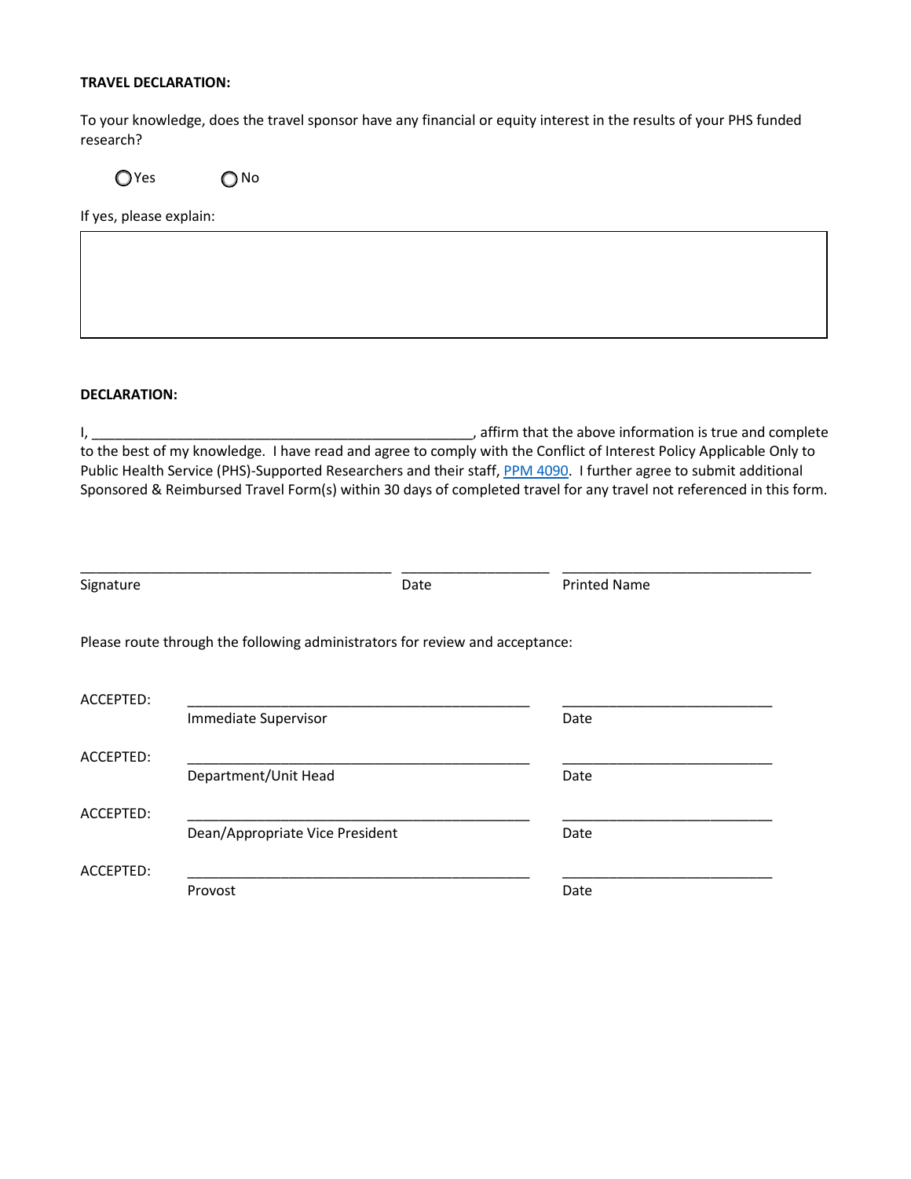**TRAVEL DECLARATION:**

To your knowledge, does the travel sponsor have any financial or equity interest in the results of your PHS funded research?

○ Yes ○ No

If yes, please explain:

| |
|---|
| |

**DECLARATION:**

I, ___________________________________________________, affirm that the above information is true and complete to the best of my knowledge. I have read and agree to comply with the Conflict of Interest Policy Applicable Only to Public Health Service (PHS)-Supported Researchers and their staff, PPM 4090. I further agree to submit additional Sponsored & Reimbursed Travel Form(s) within 30 days of completed travel for any travel not referenced in this form.

| | | |
|---|---|---|
| _________________________________________ | ___________________ | _________________________________ |
| Signature | Date | Printed Name |

Please route through the following administrators for review and acceptance:

| | | |
|---|---|---|
| ACCEPTED: | _____________________________________________ | ___________________________ |
| | Immediate Supervisor | Date |
| ACCEPTED: | _____________________________________________ | ___________________________ |
| | Department/Unit Head | Date |
| ACCEPTED: | _____________________________________________ | ___________________________ |
| | Dean/Appropriate Vice President | Date |
| ACCEPTED: | _____________________________________________ | ___________________________ |
| | Provost | Date |